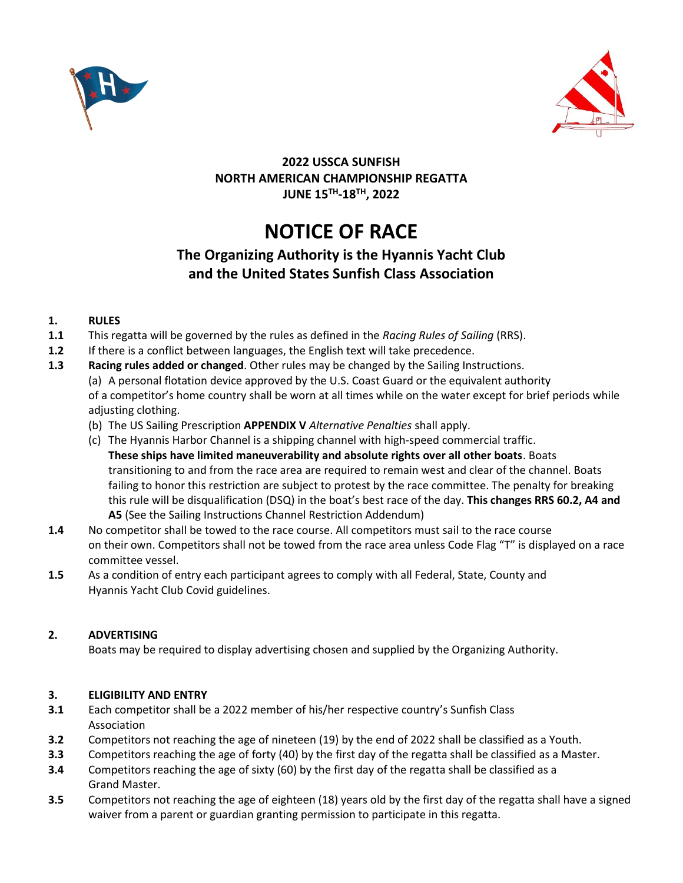**2022 USSCA SUNFISH**
**NORTH AMERICAN CHAMPIONSHIP REGATTA**
**JUNE 15TH-18TH, 2022**

# NOTICE OF RACE

## The Organizing Authority is the Hyannis Yacht Club and the United States Sunfish Class Association

### 1. RULES

**1.1** This regatta will be governed by the rules as defined in the *Racing Rules of Sailing* (RRS).

**1.2** If there is a conflict between languages, the English text will take precedence.

**1.3** **Racing rules added or changed**. Other rules may be changed by the Sailing Instructions.

(a) A personal flotation device approved by the U.S. Coast Guard or the equivalent authority of a competitor's home country shall be worn at all times while on the water except for brief periods while adjusting clothing.

(b) The US Sailing Prescription **APPENDIX V** *Alternative Penalties* shall apply.

(c) The Hyannis Harbor Channel is a shipping channel with high-speed commercial traffic. **These ships have limited maneuverability and absolute rights over all other boats**. Boats transitioning to and from the race area are required to remain west and clear of the channel. Boats failing to honor this restriction are subject to protest by the race committee. The penalty for breaking this rule will be disqualification (DSQ) in the boat's best race of the day. **This changes RRS 60.2, A4 and A5** (See the Sailing Instructions Channel Restriction Addendum)

**1.4** No competitor shall be towed to the race course. All competitors must sail to the race course on their own. Competitors shall not be towed from the race area unless Code Flag "T" is displayed on a race committee vessel.

**1.5** As a condition of entry each participant agrees to comply with all Federal, State, County and Hyannis Yacht Club Covid guidelines.

### 2. ADVERTISING

Boats may be required to display advertising chosen and supplied by the Organizing Authority.

### 3. ELIGIBILITY AND ENTRY

**3.1** Each competitor shall be a 2022 member of his/her respective country's Sunfish Class Association

**3.2** Competitors not reaching the age of nineteen (19) by the end of 2022 shall be classified as a Youth.

**3.3** Competitors reaching the age of forty (40) by the first day of the regatta shall be classified as a Master.

**3.4** Competitors reaching the age of sixty (60) by the first day of the regatta shall be classified as a Grand Master.

**3.5** Competitors not reaching the age of eighteen (18) years old by the first day of the regatta shall have a signed waiver from a parent or guardian granting permission to participate in this regatta.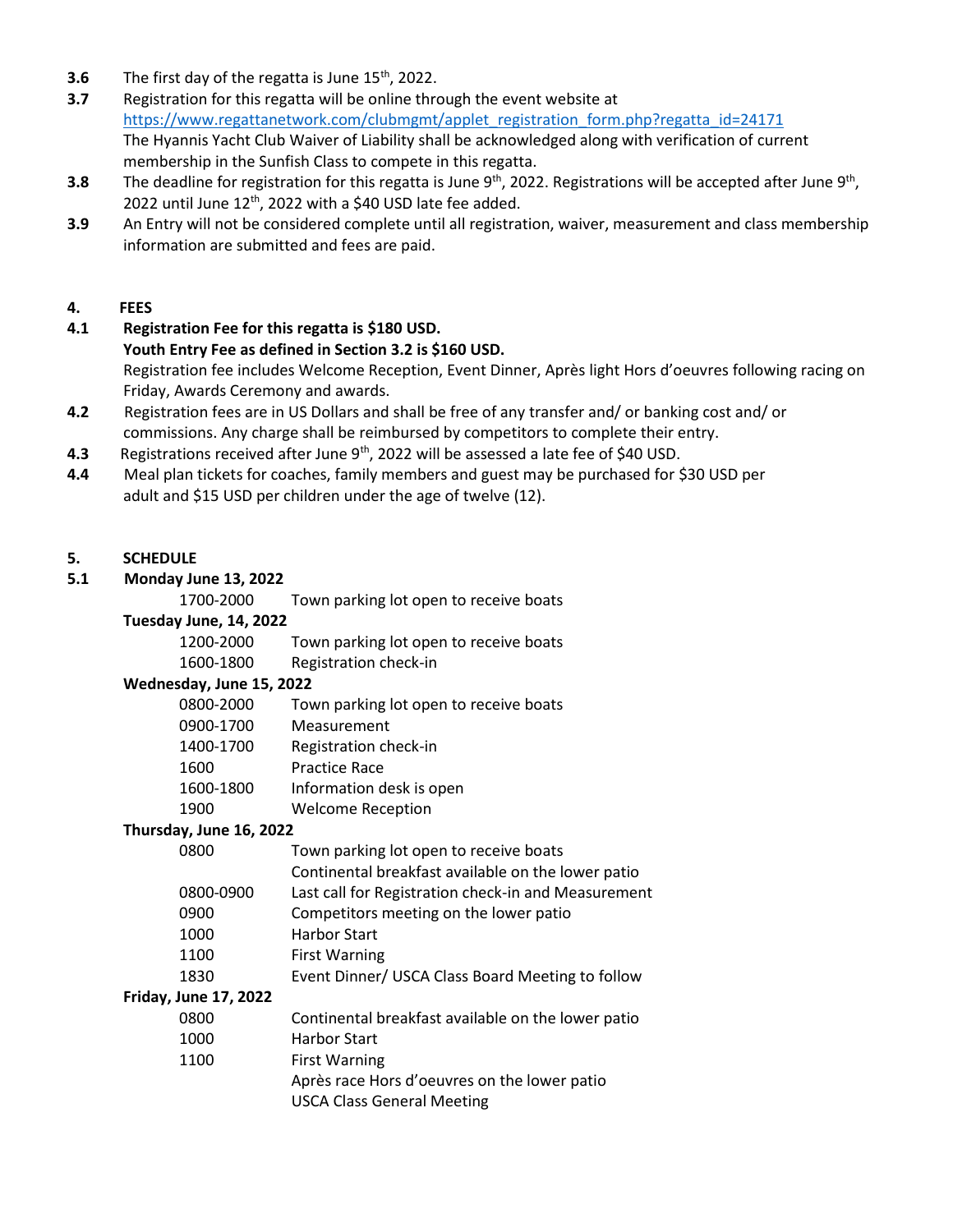**3.6** The first day of the regatta is June 15th, 2022.

**3.7** Registration for this regatta will be online through the event website at https://www.regattanetwork.com/clubmgmt/applet_registration_form.php?regatta_id=24171
The Hyannis Yacht Club Waiver of Liability shall be acknowledged along with verification of current membership in the Sunfish Class to compete in this regatta.

**3.8** The deadline for registration for this regatta is June 9th, 2022. Registrations will be accepted after June 9th, 2022 until June 12th, 2022 with a $40 USD late fee added.

**3.9** An Entry will not be considered complete until all registration, waiver, measurement and class membership information are submitted and fees are paid.

## 4. FEES

**4.1** **Registration Fee for this regatta is $180 USD.**
**Youth Entry Fee as defined in Section 3.2 is $160 USD.**
Registration fee includes Welcome Reception, Event Dinner, Après light Hors d'oeuvres following racing on Friday, Awards Ceremony and awards.

**4.2** Registration fees are in US Dollars and shall be free of any transfer and/ or banking cost and/ or commissions. Any charge shall be reimbursed by competitors to complete their entry.

**4.3** Registrations received after June 9th, 2022 will be assessed a late fee of $40 USD.

**4.4** Meal plan tickets for coaches, family members and guest may be purchased for $30 USD per adult and $15 USD per children under the age of twelve (12).

## 5. SCHEDULE

**5.1** **Monday June 13, 2022**

| | |
|---|---|
| 1700-2000 | Town parking lot open to receive boats |

**Tuesday June, 14, 2022**

| | |
|---|---|
| 1200-2000 | Town parking lot open to receive boats |
| 1600-1800 | Registration check-in |

**Wednesday, June 15, 2022**

| | |
|---|---|
| 0800-2000 | Town parking lot open to receive boats |
| 0900-1700 | Measurement |
| 1400-1700 | Registration check-in |
| 1600 | Practice Race |
| 1600-1800 | Information desk is open |
| 1900 | Welcome Reception |

**Thursday, June 16, 2022**

| | |
|---|---|
| 0800 | Town parking lot open to receive boats |
| | Continental breakfast available on the lower patio |
| 0800-0900 | Last call for Registration check-in and Measurement |
| 0900 | Competitors meeting on the lower patio |
| 1000 | Harbor Start |
| 1100 | First Warning |
| 1830 | Event Dinner/ USCA Class Board Meeting to follow |

**Friday, June 17, 2022**

| | |
|---|---|
| 0800 | Continental breakfast available on the lower patio |
| 1000 | Harbor Start |
| 1100 | First Warning |
| | Après race Hors d'oeuvres on the lower patio |
| | USCA Class General Meeting |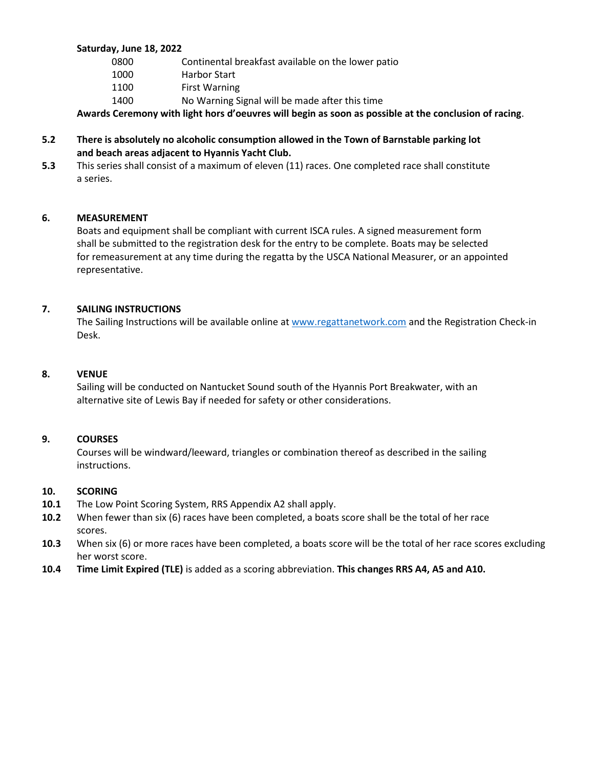**Saturday, June 18, 2022**

| | |
|---|---|
| 0800 | Continental breakfast available on the lower patio |
| 1000 | Harbor Start |
| 1100 | First Warning |
| 1400 | No Warning Signal will be made after this time |

**Awards Ceremony with light hors d'oeuvres will begin as soon as possible at the conclusion of racing**.

**5.2** **There is absolutely no alcoholic consumption allowed in the Town of Barnstable parking lot and beach areas adjacent to Hyannis Yacht Club.**

**5.3** This series shall consist of a maximum of eleven (11) races. One completed race shall constitute a series.

## 6. MEASUREMENT

Boats and equipment shall be compliant with current ISCA rules. A signed measurement form shall be submitted to the registration desk for the entry to be complete. Boats may be selected for remeasurement at any time during the regatta by the USCA National Measurer, or an appointed representative.

## 7. SAILING INSTRUCTIONS

The Sailing Instructions will be available online at [www.regattanetwork.com](http://www.regattanetwork.com) and the Registration Check-in Desk.

## 8. VENUE

Sailing will be conducted on Nantucket Sound south of the Hyannis Port Breakwater, with an alternative site of Lewis Bay if needed for safety or other considerations.

## 9. COURSES

Courses will be windward/leeward, triangles or combination thereof as described in the sailing instructions.

## 10. SCORING

**10.1** The Low Point Scoring System, RRS Appendix A2 shall apply.

**10.2** When fewer than six (6) races have been completed, a boats score shall be the total of her race scores.

**10.3** When six (6) or more races have been completed, a boats score will be the total of her race scores excluding her worst score.

**10.4** **Time Limit Expired (TLE)** is added as a scoring abbreviation. **This changes RRS A4, A5 and A10.**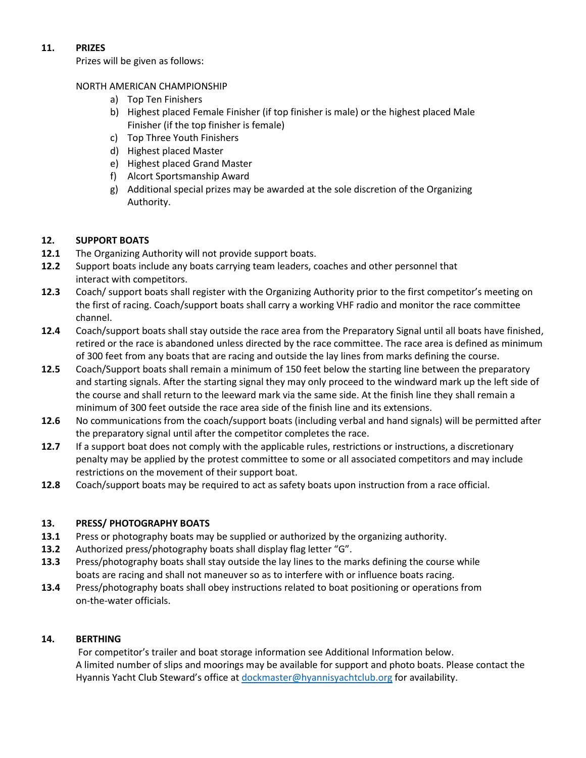## 11. PRIZES

Prizes will be given as follows:

NORTH AMERICAN CHAMPIONSHIP

a) Top Ten Finishers
b) Highest placed Female Finisher (if top finisher is male) or the highest placed Male Finisher (if the top finisher is female)
c) Top Three Youth Finishers
d) Highest placed Master
e) Highest placed Grand Master
f) Alcort Sportsmanship Award
g) Additional special prizes may be awarded at the sole discretion of the Organizing Authority.

## 12. SUPPORT BOATS

**12.1** The Organizing Authority will not provide support boats.

**12.2** Support boats include any boats carrying team leaders, coaches and other personnel that interact with competitors.

**12.3** Coach/ support boats shall register with the Organizing Authority prior to the first competitor's meeting on the first of racing. Coach/support boats shall carry a working VHF radio and monitor the race committee channel.

**12.4** Coach/support boats shall stay outside the race area from the Preparatory Signal until all boats have finished, retired or the race is abandoned unless directed by the race committee. The race area is defined as minimum of 300 feet from any boats that are racing and outside the lay lines from marks defining the course.

**12.5** Coach/Support boats shall remain a minimum of 150 feet below the starting line between the preparatory and starting signals. After the starting signal they may only proceed to the windward mark up the left side of the course and shall return to the leeward mark via the same side. At the finish line they shall remain a minimum of 300 feet outside the race area side of the finish line and its extensions.

**12.6** No communications from the coach/support boats (including verbal and hand signals) will be permitted after the preparatory signal until after the competitor completes the race.

**12.7** If a support boat does not comply with the applicable rules, restrictions or instructions, a discretionary penalty may be applied by the protest committee to some or all associated competitors and may include restrictions on the movement of their support boat.

**12.8** Coach/support boats may be required to act as safety boats upon instruction from a race official.

## 13. PRESS/ PHOTOGRAPHY BOATS

**13.1** Press or photography boats may be supplied or authorized by the organizing authority.

**13.2** Authorized press/photography boats shall display flag letter "G".

**13.3** Press/photography boats shall stay outside the lay lines to the marks defining the course while boats are racing and shall not maneuver so as to interfere with or influence boats racing.

**13.4** Press/photography boats shall obey instructions related to boat positioning or operations from on-the-water officials.

## 14. BERTHING

For competitor's trailer and boat storage information see Additional Information below.
A limited number of slips and moorings may be available for support and photo boats. Please contact the Hyannis Yacht Club Steward's office at dockmaster@hyannisyachtclub.org for availability.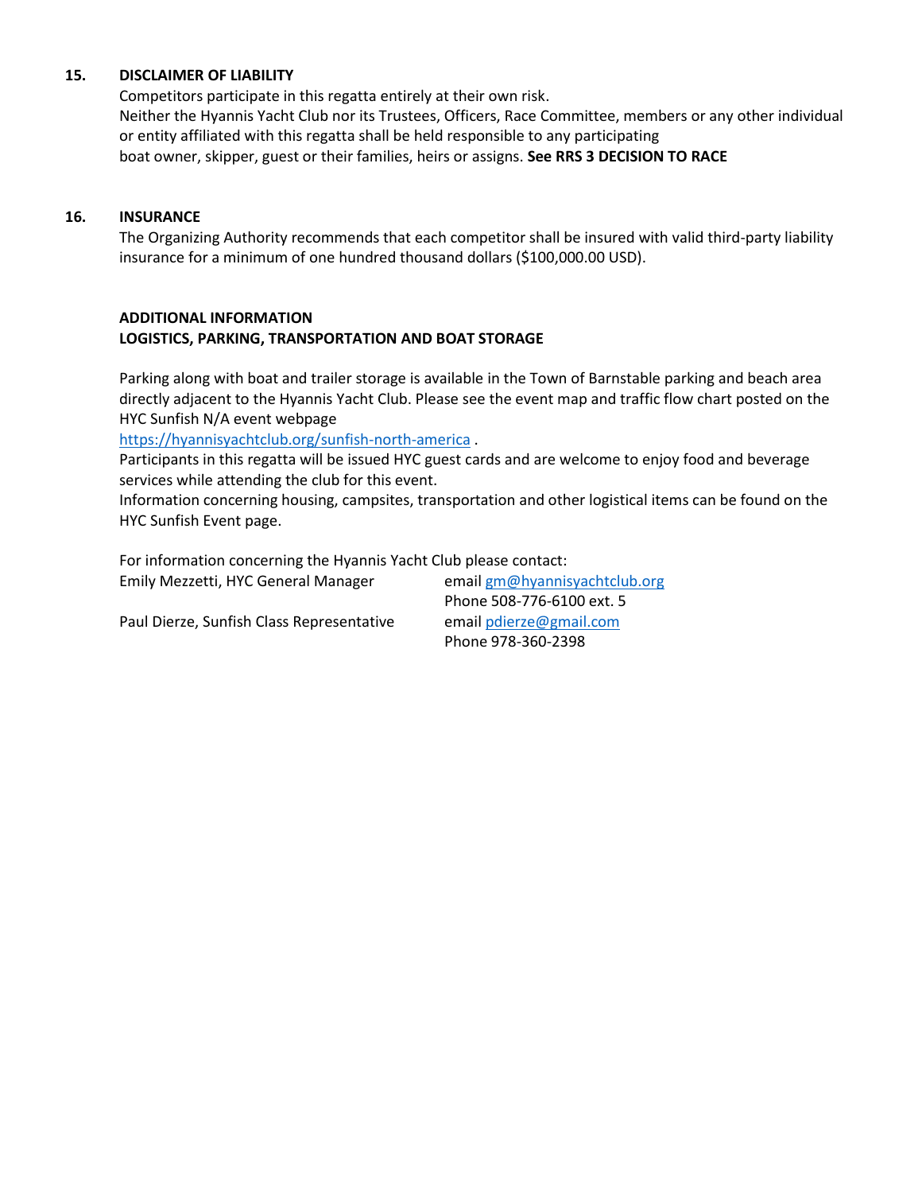## 15. DISCLAIMER OF LIABILITY

Competitors participate in this regatta entirely at their own risk.
Neither the Hyannis Yacht Club nor its Trustees, Officers, Race Committee, members or any other individual or entity affiliated with this regatta shall be held responsible to any participating boat owner, skipper, guest or their families, heirs or assigns. **See RRS 3 DECISION TO RACE**

## 16. INSURANCE

The Organizing Authority recommends that each competitor shall be insured with valid third-party liability insurance for a minimum of one hundred thousand dollars ($100,000.00 USD).

## ADDITIONAL INFORMATION

### LOGISTICS, PARKING, TRANSPORTATION AND BOAT STORAGE

Parking along with boat and trailer storage is available in the Town of Barnstable parking and beach area directly adjacent to the Hyannis Yacht Club. Please see the event map and traffic flow chart posted on the HYC Sunfish N/A event webpage
https://hyannisyachtclub.org/sunfish-north-america .
Participants in this regatta will be issued HYC guest cards and are welcome to enjoy food and beverage services while attending the club for this event.
Information concerning housing, campsites, transportation and other logistical items can be found on the HYC Sunfish Event page.

For information concerning the Hyannis Yacht Club please contact:

| | |
|---|---|
| Emily Mezzetti, HYC General Manager | email gm@hyannisyachtclub.org<br>Phone 508-776-6100 ext. 5 |
| Paul Dierze, Sunfish Class Representative | email pdierze@gmail.com<br>Phone 978-360-2398 |